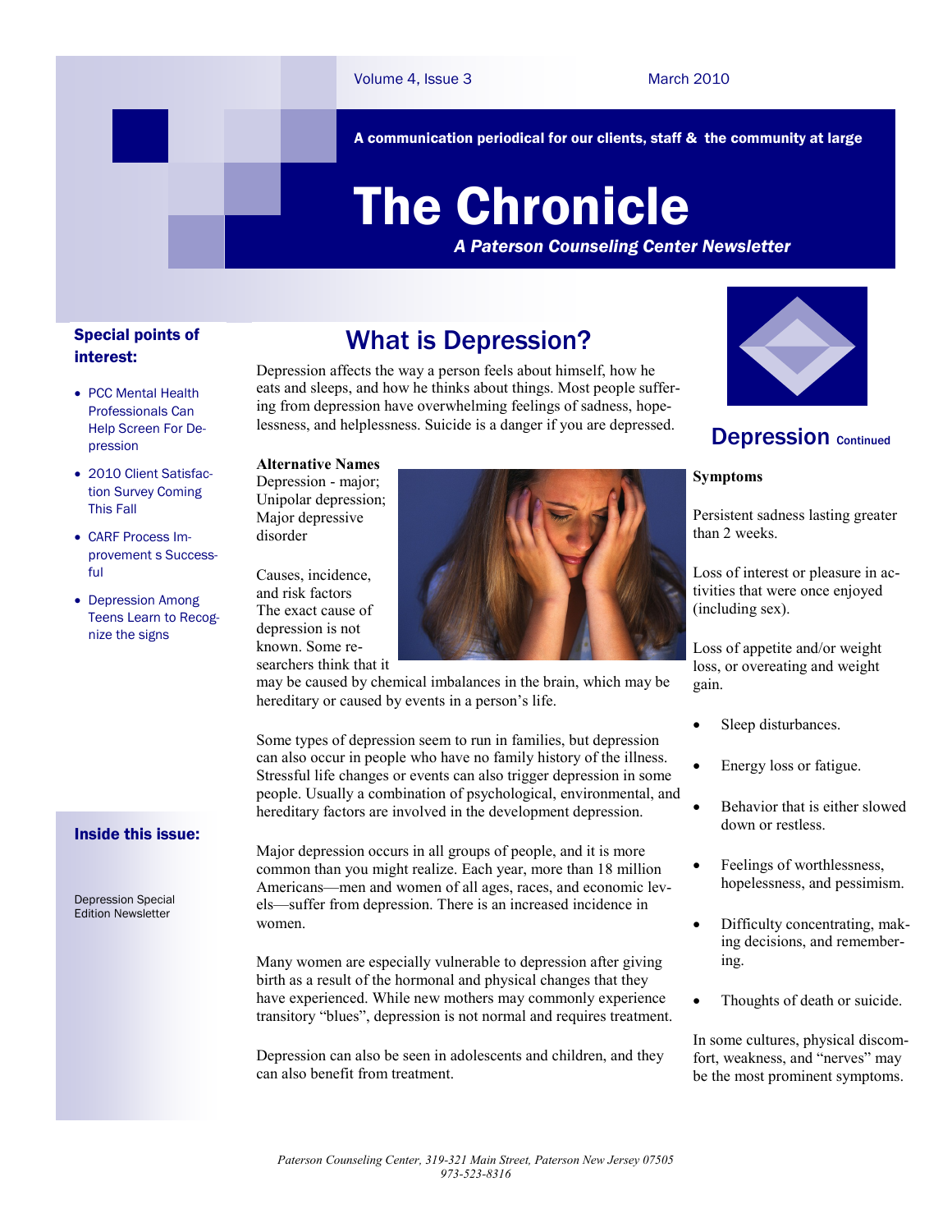A communication periodical for our clients, staff & the community at large

# The Chronicle

***A Paterson Counseling Center Newsletter***

Volume 4, Issue 3 — March 2010

**Special points of interest:**

- PCC Mental Health Professionals Can Help Screen For Depression
- 2010 Client Satisfaction Survey Coming This Fall
- CARF Process Improvement s Successful
- Depression Among Teens Learn to Recognize the signs

**Inside this issue:**

Depression Special Edition Newsletter

## What is Depression?

Depression affects the way a person feels about himself, how he eats and sleeps, and how he thinks about things. Most people suffering from depression have overwhelming feelings of sadness, hopelessness, and helplessness. Suicide is a danger if you are depressed.

**Alternative Names**
Depression - major; Unipolar depression; Major depressive disorder

Causes, incidence, and risk factors
The exact cause of depression is not known. Some researchers think that it may be caused by chemical imbalances in the brain, which may be hereditary or caused by events in a person's life.

Some types of depression seem to run in families, but depression can also occur in people who have no family history of the illness. Stressful life changes or events can also trigger depression in some people. Usually a combination of psychological, environmental, and hereditary factors are involved in the development depression.

Major depression occurs in all groups of people, and it is more common than you might realize. Each year, more than 18 million Americans—men and women of all ages, races, and economic levels—suffer from depression. There is an increased incidence in women.

Many women are especially vulnerable to depression after giving birth as a result of the hormonal and physical changes that they have experienced. While new mothers may commonly experience transitory "blues", depression is not normal and requires treatment.

Depression can also be seen in adolescents and children, and they can also benefit from treatment.

## Depression Continued

**Symptoms**

Persistent sadness lasting greater than 2 weeks.

Loss of interest or pleasure in activities that were once enjoyed (including sex).

Loss of appetite and/or weight loss, or overeating and weight gain.

- Sleep disturbances.
- Energy loss or fatigue.
- Behavior that is either slowed down or restless.
- Feelings of worthlessness, hopelessness, and pessimism.
- Difficulty concentrating, making decisions, and remembering.
- Thoughts of death or suicide.

In some cultures, physical discomfort, weakness, and "nerves" may be the most prominent symptoms.

*Paterson Counseling Center, 319-321 Main Street, Paterson New Jersey 07505*
*973-523-8316*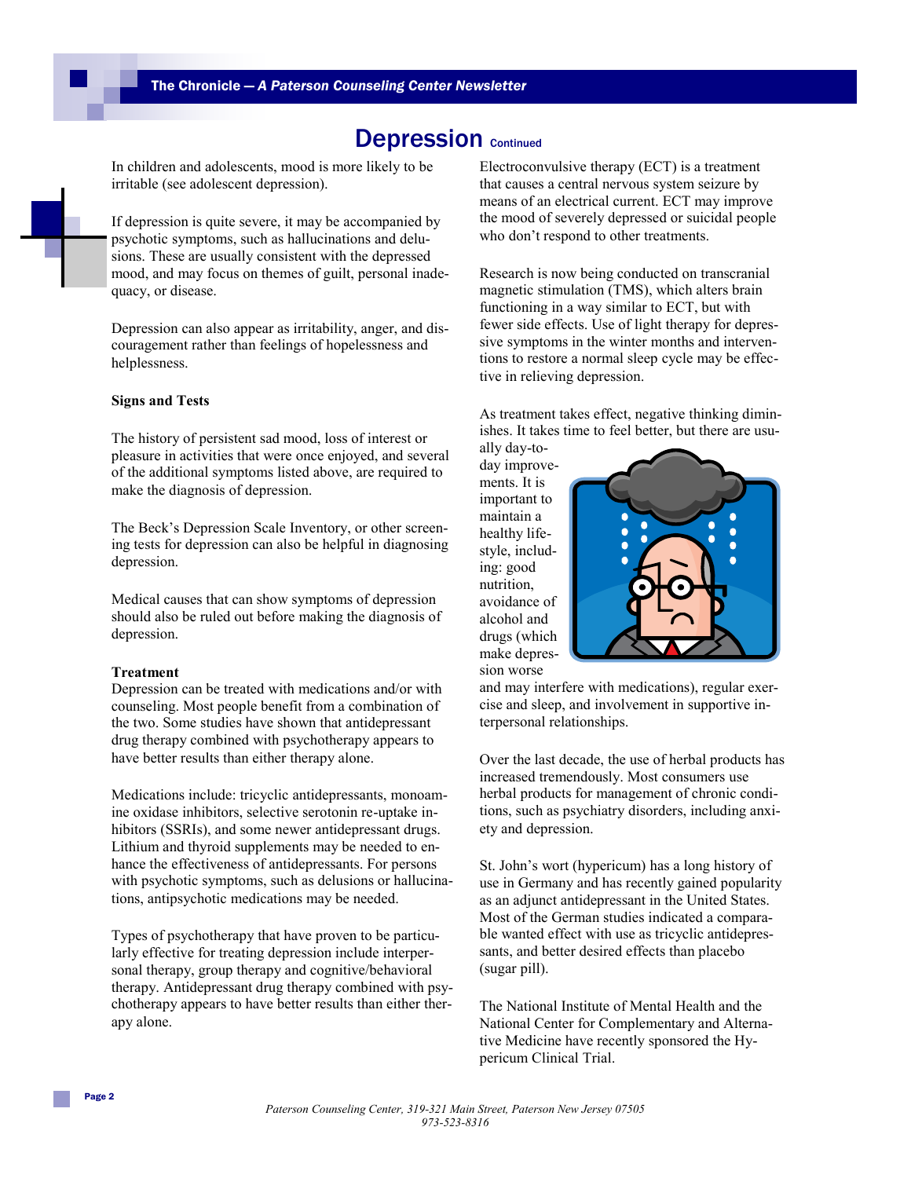# Depression Continued

In children and adolescents, mood is more likely to be irritable (see adolescent depression).

If depression is quite severe, it may be accompanied by psychotic symptoms, such as hallucinations and delusions. These are usually consistent with the depressed mood, and may focus on themes of guilt, personal inadequacy, or disease.

Depression can also appear as irritability, anger, and discouragement rather than feelings of hopelessness and helplessness.

**Signs and Tests**

The history of persistent sad mood, loss of interest or pleasure in activities that were once enjoyed, and several of the additional symptoms listed above, are required to make the diagnosis of depression.

The Beck's Depression Scale Inventory, or other screening tests for depression can also be helpful in diagnosing depression.

Medical causes that can show symptoms of depression should also be ruled out before making the diagnosis of depression.

**Treatment**

Depression can be treated with medications and/or with counseling. Most people benefit from a combination of the two. Some studies have shown that antidepressant drug therapy combined with psychotherapy appears to have better results than either therapy alone.

Medications include: tricyclic antidepressants, monoamine oxidase inhibitors, selective serotonin re-uptake inhibitors (SSRIs), and some newer antidepressant drugs. Lithium and thyroid supplements may be needed to enhance the effectiveness of antidepressants. For persons with psychotic symptoms, such as delusions or hallucinations, antipsychotic medications may be needed.

Types of psychotherapy that have proven to be particularly effective for treating depression include interpersonal therapy, group therapy and cognitive/behavioral therapy. Antidepressant drug therapy combined with psychotherapy appears to have better results than either therapy alone.

Electroconvulsive therapy (ECT) is a treatment that causes a central nervous system seizure by means of an electrical current. ECT may improve the mood of severely depressed or suicidal people who don't respond to other treatments.

Research is now being conducted on transcranial magnetic stimulation (TMS), which alters brain functioning in a way similar to ECT, but with fewer side effects. Use of light therapy for depressive symptoms in the winter months and interventions to restore a normal sleep cycle may be effective in relieving depression.

As treatment takes effect, negative thinking diminishes. It takes time to feel better, but there are usually day-to-day improvements. It is important to maintain a healthy lifestyle, including: good nutrition, avoidance of alcohol and drugs (which make depression worse and may interfere with medications), regular exercise and sleep, and involvement in supportive interpersonal relationships.

Over the last decade, the use of herbal products has increased tremendously. Most consumers use herbal products for management of chronic conditions, such as psychiatry disorders, including anxiety and depression.

St. John's wort (hypericum) has a long history of use in Germany and has recently gained popularity as an adjunct antidepressant in the United States. Most of the German studies indicated a comparable wanted effect with use as tricyclic antidepressants, and better desired effects than placebo (sugar pill).

The National Institute of Mental Health and the National Center for Complementary and Alternative Medicine have recently sponsored the Hypericum Clinical Trial.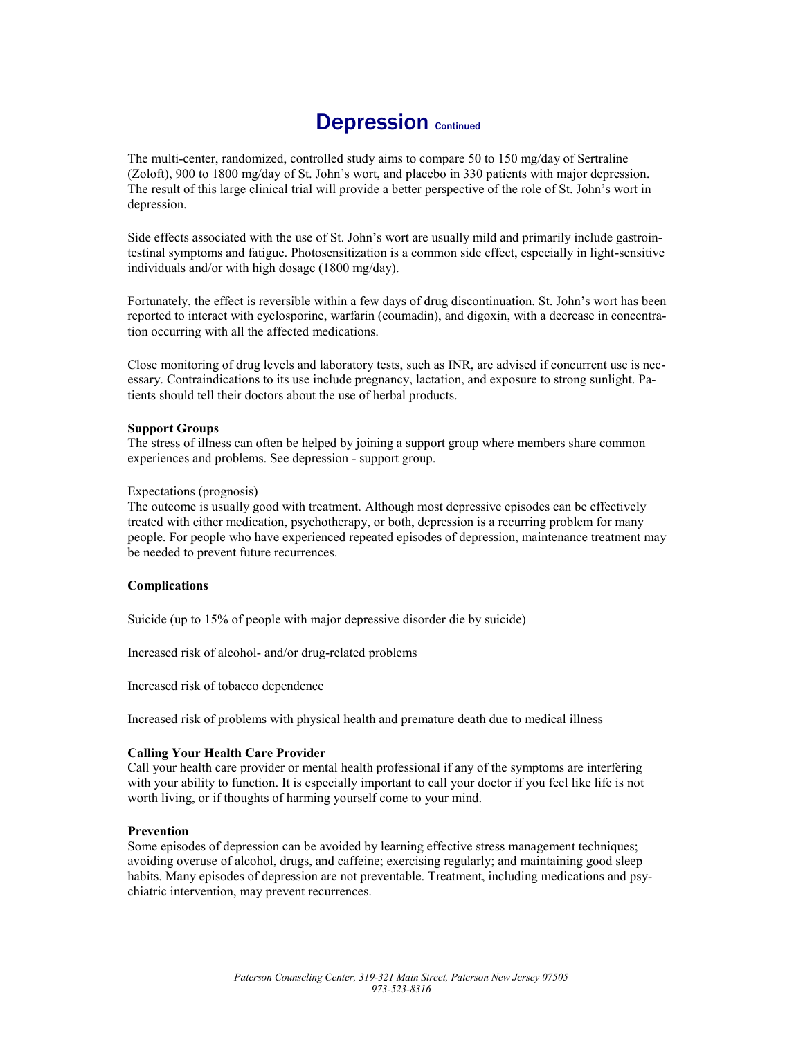# Depression Continued

The multi-center, randomized, controlled study aims to compare 50 to 150 mg/day of Sertraline (Zoloft), 900 to 1800 mg/day of St. John's wort, and placebo in 330 patients with major depression. The result of this large clinical trial will provide a better perspective of the role of St. John's wort in depression.

Side effects associated with the use of St. John's wort are usually mild and primarily include gastrointestinal symptoms and fatigue. Photosensitization is a common side effect, especially in light-sensitive individuals and/or with high dosage (1800 mg/day).

Fortunately, the effect is reversible within a few days of drug discontinuation. St. John's wort has been reported to interact with cyclosporine, warfarin (coumadin), and digoxin, with a decrease in concentration occurring with all the affected medications.

Close monitoring of drug levels and laboratory tests, such as INR, are advised if concurrent use is necessary. Contraindications to its use include pregnancy, lactation, and exposure to strong sunlight. Patients should tell their doctors about the use of herbal products.

**Support Groups**
The stress of illness can often be helped by joining a support group where members share common experiences and problems. See depression - support group.

Expectations (prognosis)
The outcome is usually good with treatment. Although most depressive episodes can be effectively treated with either medication, psychotherapy, or both, depression is a recurring problem for many people. For people who have experienced repeated episodes of depression, maintenance treatment may be needed to prevent future recurrences.

**Complications**

Suicide (up to 15% of people with major depressive disorder die by suicide)

Increased risk of alcohol- and/or drug-related problems

Increased risk of tobacco dependence

Increased risk of problems with physical health and premature death due to medical illness

**Calling Your Health Care Provider**
Call your health care provider or mental health professional if any of the symptoms are interfering with your ability to function. It is especially important to call your doctor if you feel like life is not worth living, or if thoughts of harming yourself come to your mind.

**Prevention**
Some episodes of depression can be avoided by learning effective stress management techniques; avoiding overuse of alcohol, drugs, and caffeine; exercising regularly; and maintaining good sleep habits. Many episodes of depression are not preventable. Treatment, including medications and psychiatric intervention, may prevent recurrences.

*Paterson Counseling Center, 319-321 Main Street, Paterson New Jersey 07505*
*973-523-8316*